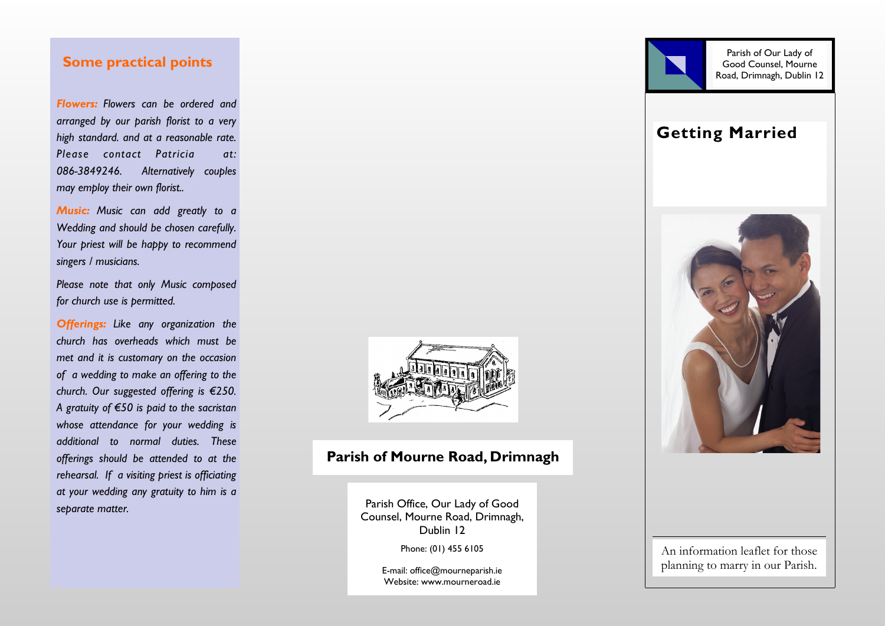## Some practical points

***Flowers:*** *Flowers can be ordered and arranged by our parish florist to a very high standard. and at a reasonable rate. Please contact Patricia at: 086-3849246. Alternatively couples may employ their own florist..*

***Music:*** *Music can add greatly to a Wedding and should be chosen carefully. Your priest will be happy to recommend singers / musicians.*

*Please note that only Music composed for church use is permitted.*

***Offerings:*** *Like any organization the church has overheads which must be met and it is customary on the occasion of a wedding to make an offering to the church. Our suggested offering is €250. A gratuity of €50 is paid to the sacristan whose attendance for your wedding is additional to normal duties. These offerings should be attended to at the rehearsal. If a visiting priest is officiating at your wedding any gratuity to him is a separate matter.*

## Parish of Mourne Road, Drimnagh

Parish Office, Our Lady of Good Counsel, Mourne Road, Drimnagh, Dublin 12

Phone: (01) 455 6105

E-mail: office@mourneparish.ie
Website: www.mourneroad.ie

Parish of Our Lady of Good Counsel, Mourne Road, Drimnagh, Dublin 12

# Getting Married

An information leaflet for those planning to marry in our Parish.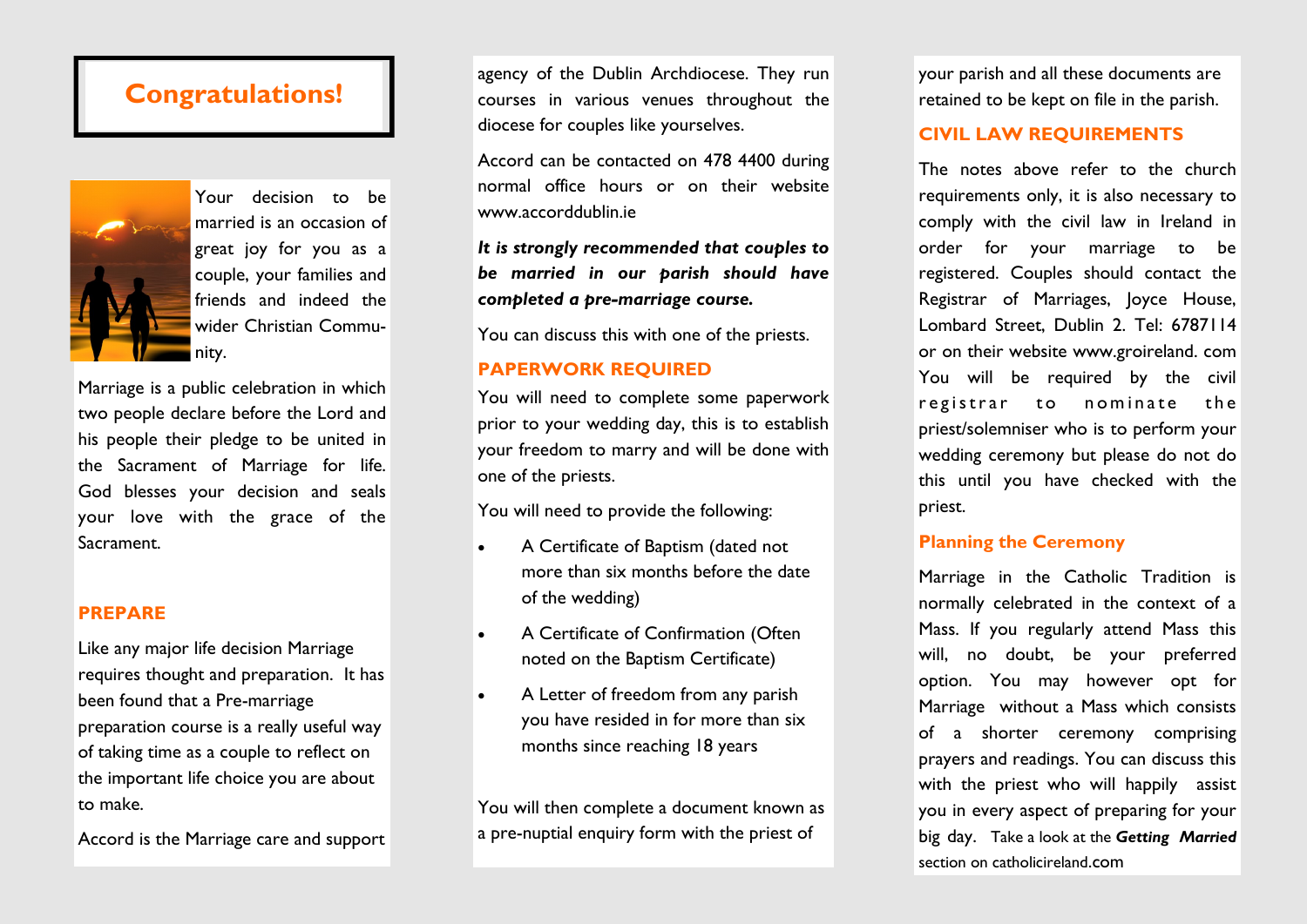# Congratulations!

Your decision to be married is an occasion of great joy for you as a couple, your families and friends and indeed the wider Christian Community.

Marriage is a public celebration in which two people declare before the Lord and his people their pledge to be united in the Sacrament of Marriage for life. God blesses your decision and seals your love with the grace of the Sacrament.

## PREPARE

Like any major life decision Marriage requires thought and preparation. It has been found that a Pre-marriage preparation course is a really useful way of taking time as a couple to reflect on the important life choice you are about to make.

Accord is the Marriage care and support agency of the Dublin Archdiocese. They run courses in various venues throughout the diocese for couples like yourselves.

Accord can be contacted on 478 4400 during normal office hours or on their website www.accorddublin.ie

***It is strongly recommended that couples to be married in our parish should have completed a pre-marriage course.***

You can discuss this with one of the priests.

## PAPERWORK REQUIRED

You will need to complete some paperwork prior to your wedding day, this is to establish your freedom to marry and will be done with one of the priests.

You will need to provide the following:

- A Certificate of Baptism (dated not more than six months before the date of the wedding)
- A Certificate of Confirmation (Often noted on the Baptism Certificate)
- A Letter of freedom from any parish you have resided in for more than six months since reaching 18 years

You will then complete a document known as a pre-nuptial enquiry form with the priest of your parish and all these documents are retained to be kept on file in the parish.

## CIVIL LAW REQUIREMENTS

The notes above refer to the church requirements only, it is also necessary to comply with the civil law in Ireland in order for your marriage to be registered. Couples should contact the Registrar of Marriages, Joyce House, Lombard Street, Dublin 2. Tel: 6787114 or on their website www.groireland. com You will be required by the civil registrar to nominate the priest/solemniser who is to perform your wedding ceremony but please do not do this until you have checked with the priest.

## Planning the Ceremony

Marriage in the Catholic Tradition is normally celebrated in the context of a Mass. If you regularly attend Mass this will, no doubt, be your preferred option. You may however opt for Marriage without a Mass which consists of a shorter ceremony comprising prayers and readings. You can discuss this with the priest who will happily assist you in every aspect of preparing for your big day. Take a look at the ***Getting Married*** section on catholicireland.com